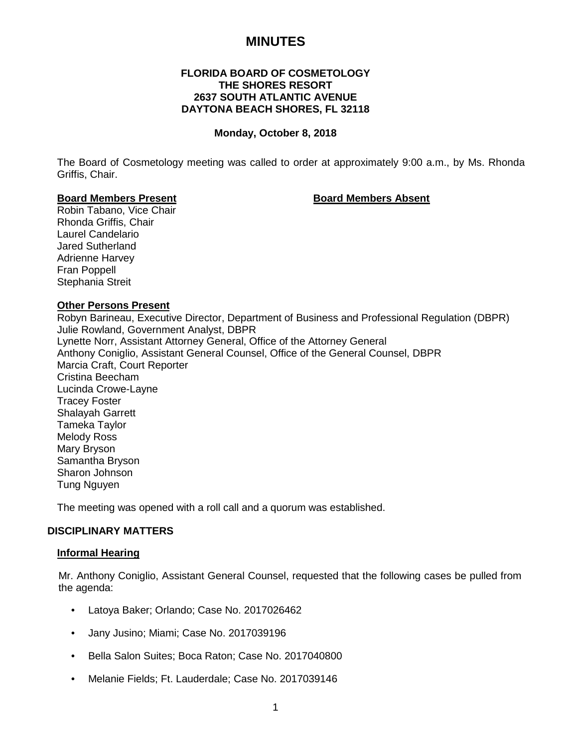# MINUTES

**FLORIDA BOARD OF COSMETOLOGY**
**THE SHORES RESORT**
**2637 SOUTH ATLANTIC AVENUE**
**DAYTONA BEACH SHORES, FL 32118**

**Monday, October 8, 2018**

The Board of Cosmetology meeting was called to order at approximately 9:00 a.m., by Ms. Rhonda Griffis, Chair.

**Board Members Present**

Robin Tabano, Vice Chair
Rhonda Griffis, Chair
Laurel Candelario
Jared Sutherland
Adrienne Harvey
Fran Poppell
Stephania Streit

**Board Members Absent**

**Other Persons Present**

Robyn Barineau, Executive Director, Department of Business and Professional Regulation (DBPR)
Julie Rowland, Government Analyst, DBPR
Lynette Norr, Assistant Attorney General, Office of the Attorney General
Anthony Coniglio, Assistant General Counsel, Office of the General Counsel, DBPR
Marcia Craft, Court Reporter
Cristina Beecham
Lucinda Crowe-Layne
Tracey Foster
Shalayah Garrett
Tameka Taylor
Melody Ross
Mary Bryson
Samantha Bryson
Sharon Johnson
Tung Nguyen

The meeting was opened with a roll call and a quorum was established.

## DISCIPLINARY MATTERS

### Informal Hearing

Mr. Anthony Coniglio, Assistant General Counsel, requested that the following cases be pulled from the agenda:

- Latoya Baker; Orlando; Case No. 2017026462
- Jany Jusino; Miami; Case No. 2017039196
- Bella Salon Suites; Boca Raton; Case No. 2017040800
- Melanie Fields; Ft. Lauderdale; Case No. 2017039146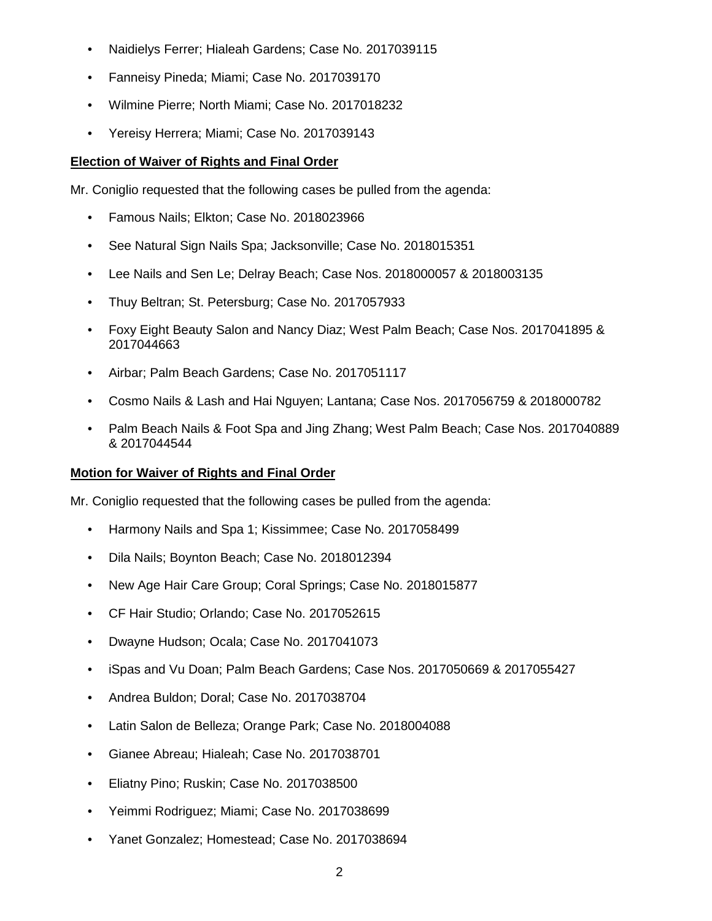- Naidielys Ferrer; Hialeah Gardens; Case No. 2017039115
- Fanneisy Pineda; Miami; Case No. 2017039170
- Wilmine Pierre; North Miami; Case No. 2017018232
- Yereisy Herrera; Miami; Case No. 2017039143

**Election of Waiver of Rights and Final Order**

Mr. Coniglio requested that the following cases be pulled from the agenda:

- Famous Nails; Elkton; Case No. 2018023966
- See Natural Sign Nails Spa; Jacksonville; Case No. 2018015351
- Lee Nails and Sen Le; Delray Beach; Case Nos. 2018000057 & 2018003135
- Thuy Beltran; St. Petersburg; Case No. 2017057933
- Foxy Eight Beauty Salon and Nancy Diaz; West Palm Beach; Case Nos. 2017041895 & 2017044663
- Airbar; Palm Beach Gardens; Case No. 2017051117
- Cosmo Nails & Lash and Hai Nguyen; Lantana; Case Nos. 2017056759 & 2018000782
- Palm Beach Nails & Foot Spa and Jing Zhang; West Palm Beach; Case Nos. 2017040889 & 2017044544

**Motion for Waiver of Rights and Final Order**

Mr. Coniglio requested that the following cases be pulled from the agenda:

- Harmony Nails and Spa 1; Kissimmee; Case No. 2017058499
- Dila Nails; Boynton Beach; Case No. 2018012394
- New Age Hair Care Group; Coral Springs; Case No. 2018015877
- CF Hair Studio; Orlando; Case No. 2017052615
- Dwayne Hudson; Ocala; Case No. 2017041073
- iSpas and Vu Doan; Palm Beach Gardens; Case Nos. 2017050669 & 2017055427
- Andrea Buldon; Doral; Case No. 2017038704
- Latin Salon de Belleza; Orange Park; Case No. 2018004088
- Gianee Abreau; Hialeah; Case No. 2017038701
- Eliatny Pino; Ruskin; Case No. 2017038500
- Yeimmi Rodriguez; Miami; Case No. 2017038699
- Yanet Gonzalez; Homestead; Case No. 2017038694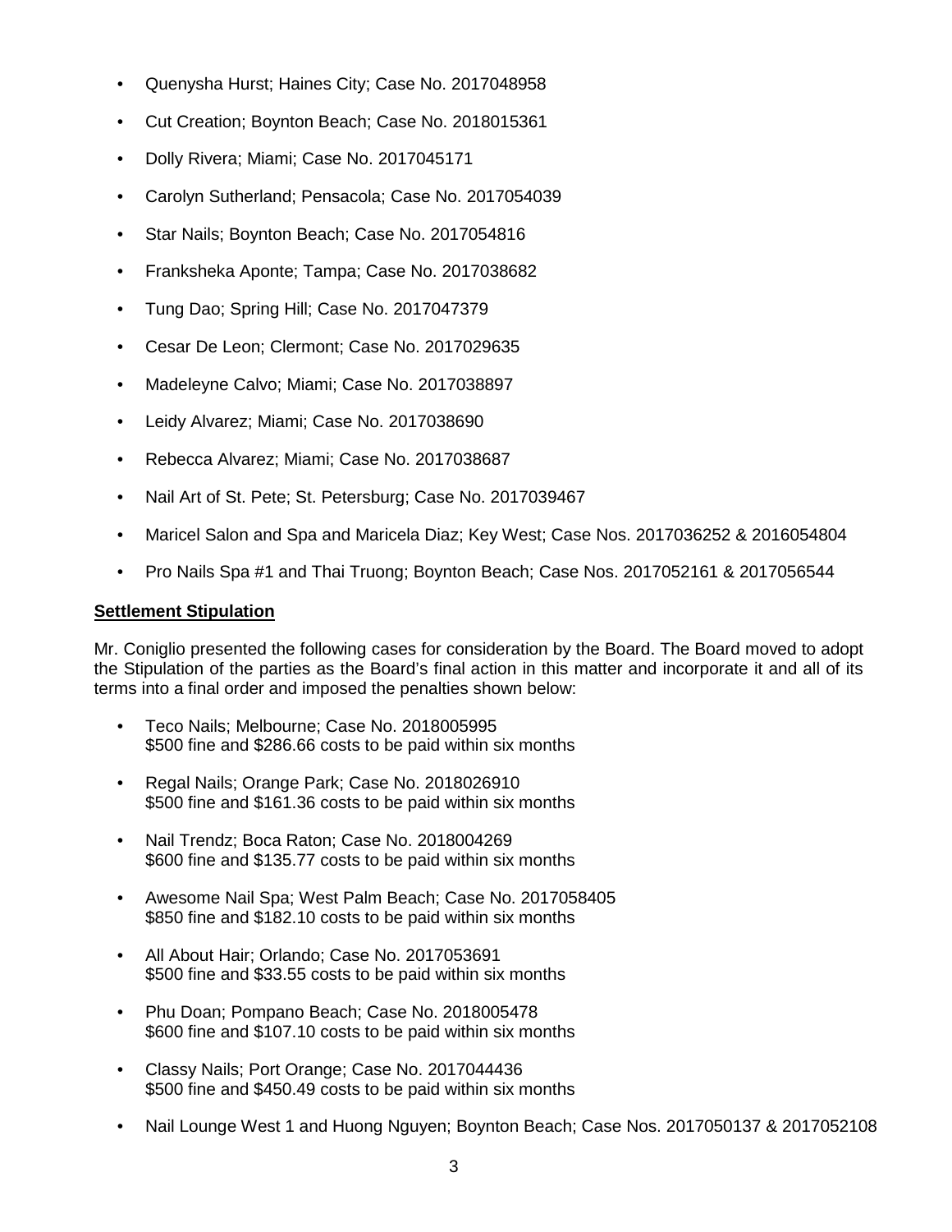- Quenysha Hurst; Haines City; Case No. 2017048958
- Cut Creation; Boynton Beach; Case No. 2018015361
- Dolly Rivera; Miami; Case No. 2017045171
- Carolyn Sutherland; Pensacola; Case No. 2017054039
- Star Nails; Boynton Beach; Case No. 2017054816
- Franksheka Aponte; Tampa; Case No. 2017038682
- Tung Dao; Spring Hill; Case No. 2017047379
- Cesar De Leon; Clermont; Case No. 2017029635
- Madeleyne Calvo; Miami; Case No. 2017038897
- Leidy Alvarez; Miami; Case No. 2017038690
- Rebecca Alvarez; Miami; Case No. 2017038687
- Nail Art of St. Pete; St. Petersburg; Case No. 2017039467
- Maricel Salon and Spa and Maricela Diaz; Key West; Case Nos. 2017036252 & 2016054804
- Pro Nails Spa #1 and Thai Truong; Boynton Beach; Case Nos. 2017052161 & 2017056544

**Settlement Stipulation**

Mr. Coniglio presented the following cases for consideration by the Board. The Board moved to adopt the Stipulation of the parties as the Board's final action in this matter and incorporate it and all of its terms into a final order and imposed the penalties shown below:

- Teco Nails; Melbourne; Case No. 2018005995
  $500 fine and $286.66 costs to be paid within six months
- Regal Nails; Orange Park; Case No. 2018026910
  $500 fine and $161.36 costs to be paid within six months
- Nail Trendz; Boca Raton; Case No. 2018004269
  $600 fine and $135.77 costs to be paid within six months
- Awesome Nail Spa; West Palm Beach; Case No. 2017058405
  $850 fine and $182.10 costs to be paid within six months
- All About Hair; Orlando; Case No. 2017053691
  $500 fine and $33.55 costs to be paid within six months
- Phu Doan; Pompano Beach; Case No. 2018005478
  $600 fine and $107.10 costs to be paid within six months
- Classy Nails; Port Orange; Case No. 2017044436
  $500 fine and $450.49 costs to be paid within six months
- Nail Lounge West 1 and Huong Nguyen; Boynton Beach; Case Nos. 2017050137 & 2017052108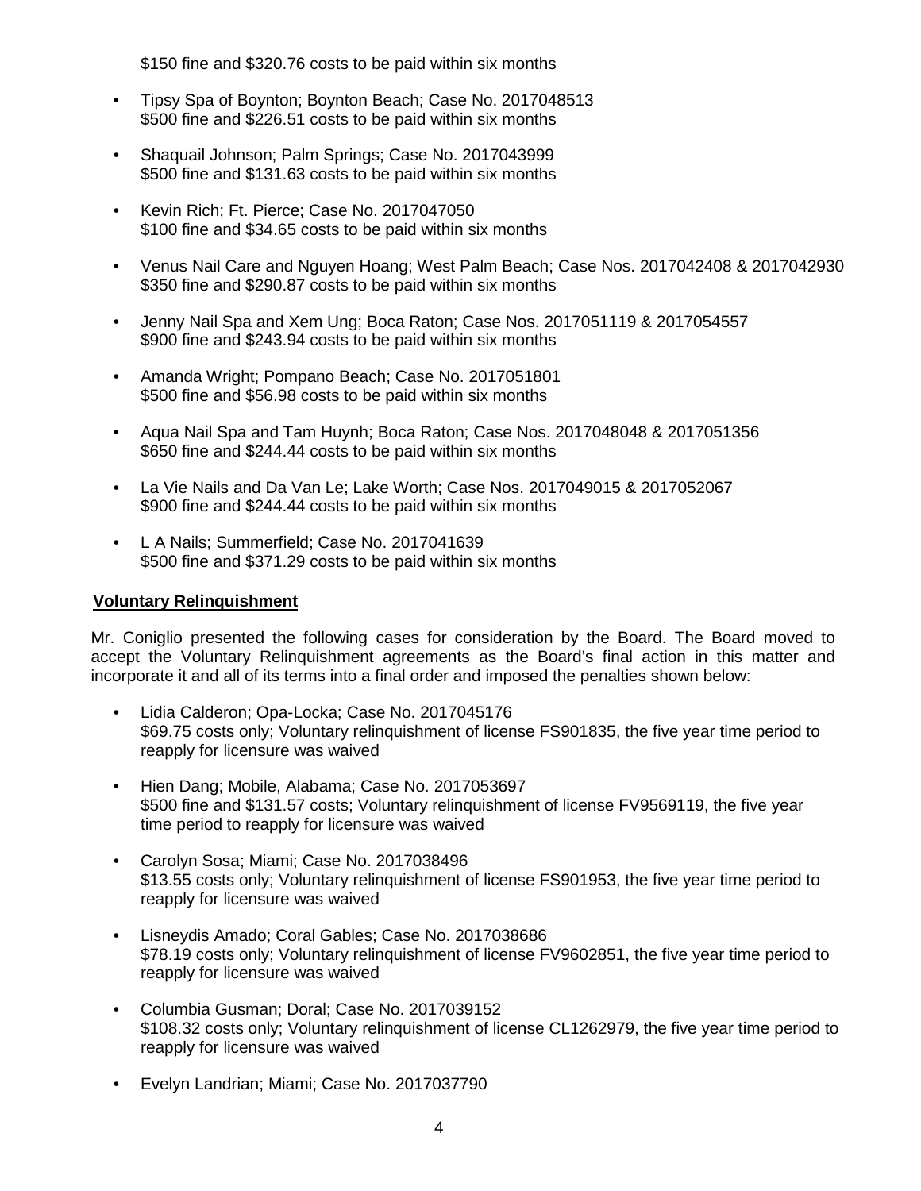$150 fine and $320.76 costs to be paid within six months

- Tipsy Spa of Boynton; Boynton Beach; Case No. 2017048513
  $500 fine and $226.51 costs to be paid within six months

- Shaquail Johnson; Palm Springs; Case No. 2017043999
  $500 fine and $131.63 costs to be paid within six months

- Kevin Rich; Ft. Pierce; Case No. 2017047050
  $100 fine and $34.65 costs to be paid within six months

- Venus Nail Care and Nguyen Hoang; West Palm Beach; Case Nos. 2017042408 & 2017042930
  $350 fine and $290.87 costs to be paid within six months

- Jenny Nail Spa and Xem Ung; Boca Raton; Case Nos. 2017051119 & 2017054557
  $900 fine and $243.94 costs to be paid within six months

- Amanda Wright; Pompano Beach; Case No. 2017051801
  $500 fine and $56.98 costs to be paid within six months

- Aqua Nail Spa and Tam Huynh; Boca Raton; Case Nos. 2017048048 & 2017051356
  $650 fine and $244.44 costs to be paid within six months

- La Vie Nails and Da Van Le; Lake Worth; Case Nos. 2017049015 & 2017052067
  $900 fine and $244.44 costs to be paid within six months

- L A Nails; Summerfield; Case No. 2017041639
  $500 fine and $371.29 costs to be paid within six months

**Voluntary Relinquishment**

Mr. Coniglio presented the following cases for consideration by the Board. The Board moved to accept the Voluntary Relinquishment agreements as the Board's final action in this matter and incorporate it and all of its terms into a final order and imposed the penalties shown below:

- Lidia Calderon; Opa-Locka; Case No. 2017045176
  $69.75 costs only; Voluntary relinquishment of license FS901835, the five year time period to reapply for licensure was waived

- Hien Dang; Mobile, Alabama; Case No. 2017053697
  $500 fine and $131.57 costs; Voluntary relinquishment of license FV9569119, the five year time period to reapply for licensure was waived

- Carolyn Sosa; Miami; Case No. 2017038496
  $13.55 costs only; Voluntary relinquishment of license FS901953, the five year time period to reapply for licensure was waived

- Lisneydis Amado; Coral Gables; Case No. 2017038686
  $78.19 costs only; Voluntary relinquishment of license FV9602851, the five year time period to reapply for licensure was waived

- Columbia Gusman; Doral; Case No. 2017039152
  $108.32 costs only; Voluntary relinquishment of license CL1262979, the five year time period to reapply for licensure was waived

- Evelyn Landrian; Miami; Case No. 2017037790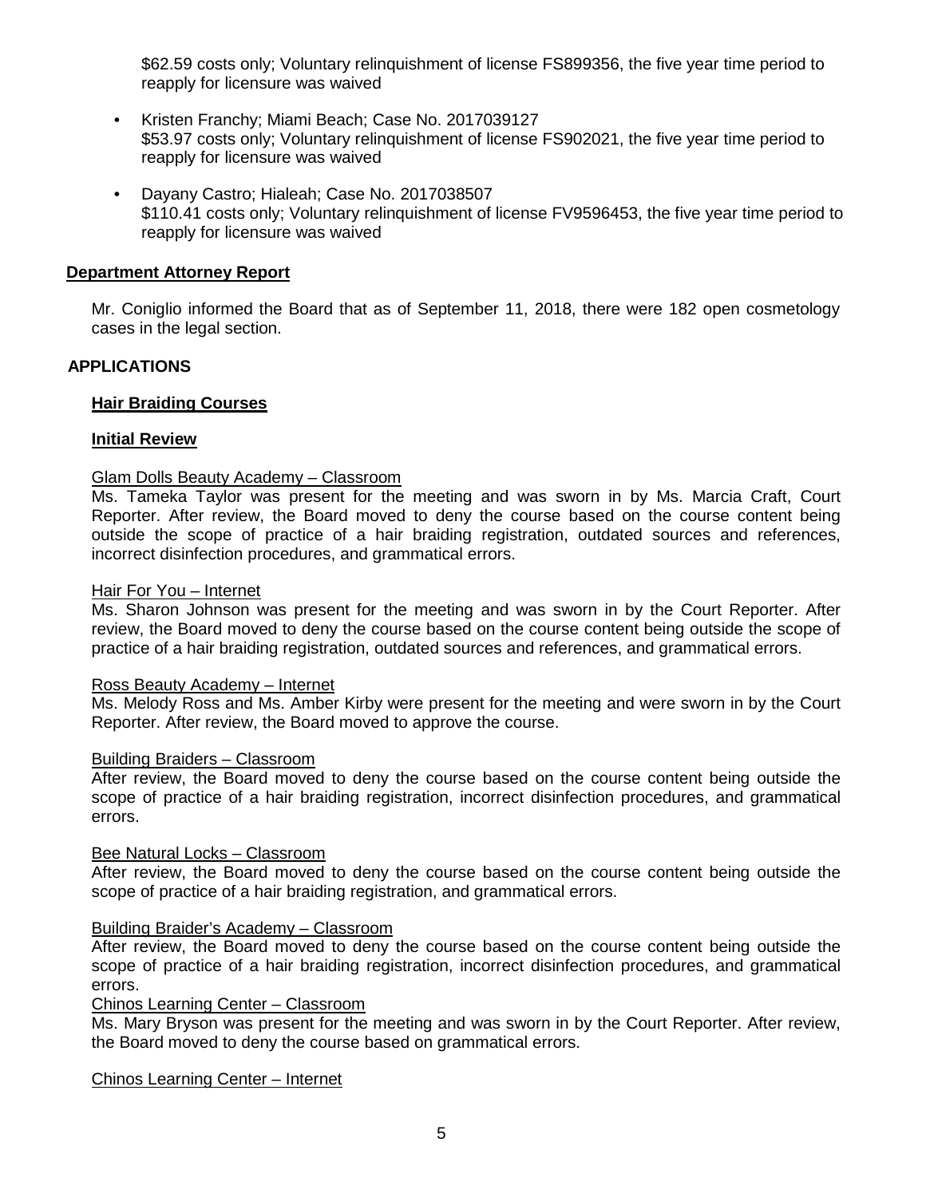$62.59 costs only; Voluntary relinquishment of license FS899356, the five year time period to reapply for licensure was waived

- Kristen Franchy; Miami Beach; Case No. 2017039127
  $53.97 costs only; Voluntary relinquishment of license FS902021, the five year time period to reapply for licensure was waived

- Dayany Castro; Hialeah; Case No. 2017038507
  $110.41 costs only; Voluntary relinquishment of license FV9596453, the five year time period to reapply for licensure was waived

**Department Attorney Report**

Mr. Coniglio informed the Board that as of September 11, 2018, there were 182 open cosmetology cases in the legal section.

## APPLICATIONS

**Hair Braiding Courses**

**Initial Review**

Glam Dolls Beauty Academy – Classroom
Ms. Tameka Taylor was present for the meeting and was sworn in by Ms. Marcia Craft, Court Reporter. After review, the Board moved to deny the course based on the course content being outside the scope of practice of a hair braiding registration, outdated sources and references, incorrect disinfection procedures, and grammatical errors.

Hair For You – Internet
Ms. Sharon Johnson was present for the meeting and was sworn in by the Court Reporter. After review, the Board moved to deny the course based on the course content being outside the scope of practice of a hair braiding registration, outdated sources and references, and grammatical errors.

Ross Beauty Academy – Internet
Ms. Melody Ross and Ms. Amber Kirby were present for the meeting and were sworn in by the Court Reporter. After review, the Board moved to approve the course.

Building Braiders – Classroom
After review, the Board moved to deny the course based on the course content being outside the scope of practice of a hair braiding registration, incorrect disinfection procedures, and grammatical errors.

Bee Natural Locks – Classroom
After review, the Board moved to deny the course based on the course content being outside the scope of practice of a hair braiding registration, and grammatical errors.

Building Braider's Academy – Classroom
After review, the Board moved to deny the course based on the course content being outside the scope of practice of a hair braiding registration, incorrect disinfection procedures, and grammatical errors.

Chinos Learning Center – Classroom
Ms. Mary Bryson was present for the meeting and was sworn in by the Court Reporter. After review, the Board moved to deny the course based on grammatical errors.

Chinos Learning Center – Internet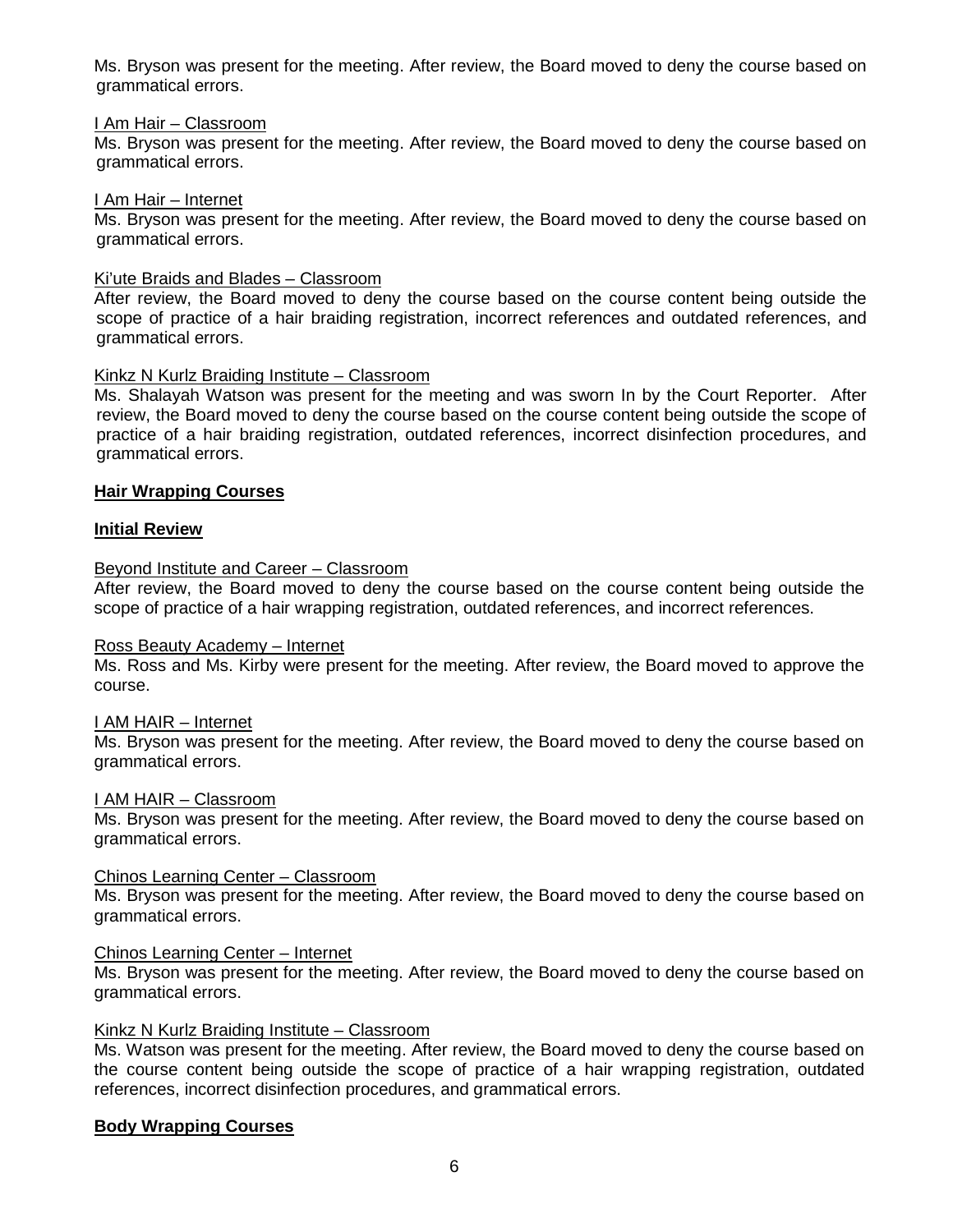Ms. Bryson was present for the meeting. After review, the Board moved to deny the course based on grammatical errors.

I Am Hair – Classroom
Ms. Bryson was present for the meeting. After review, the Board moved to deny the course based on grammatical errors.

I Am Hair – Internet
Ms. Bryson was present for the meeting. After review, the Board moved to deny the course based on grammatical errors.

Ki'ute Braids and Blades – Classroom
After review, the Board moved to deny the course based on the course content being outside the scope of practice of a hair braiding registration, incorrect references and outdated references, and grammatical errors.

Kinkz N Kurlz Braiding Institute – Classroom
Ms. Shalayah Watson was present for the meeting and was sworn In by the Court Reporter. After review, the Board moved to deny the course based on the course content being outside the scope of practice of a hair braiding registration, outdated references, incorrect disinfection procedures, and grammatical errors.

**Hair Wrapping Courses**

**Initial Review**

Beyond Institute and Career – Classroom
After review, the Board moved to deny the course based on the course content being outside the scope of practice of a hair wrapping registration, outdated references, and incorrect references.

Ross Beauty Academy – Internet
Ms. Ross and Ms. Kirby were present for the meeting. After review, the Board moved to approve the course.

I AM HAIR – Internet
Ms. Bryson was present for the meeting. After review, the Board moved to deny the course based on grammatical errors.

I AM HAIR – Classroom
Ms. Bryson was present for the meeting. After review, the Board moved to deny the course based on grammatical errors.

Chinos Learning Center – Classroom
Ms. Bryson was present for the meeting. After review, the Board moved to deny the course based on grammatical errors.

Chinos Learning Center – Internet
Ms. Bryson was present for the meeting. After review, the Board moved to deny the course based on grammatical errors.

Kinkz N Kurlz Braiding Institute – Classroom
Ms. Watson was present for the meeting. After review, the Board moved to deny the course based on the course content being outside the scope of practice of a hair wrapping registration, outdated references, incorrect disinfection procedures, and grammatical errors.

**Body Wrapping Courses**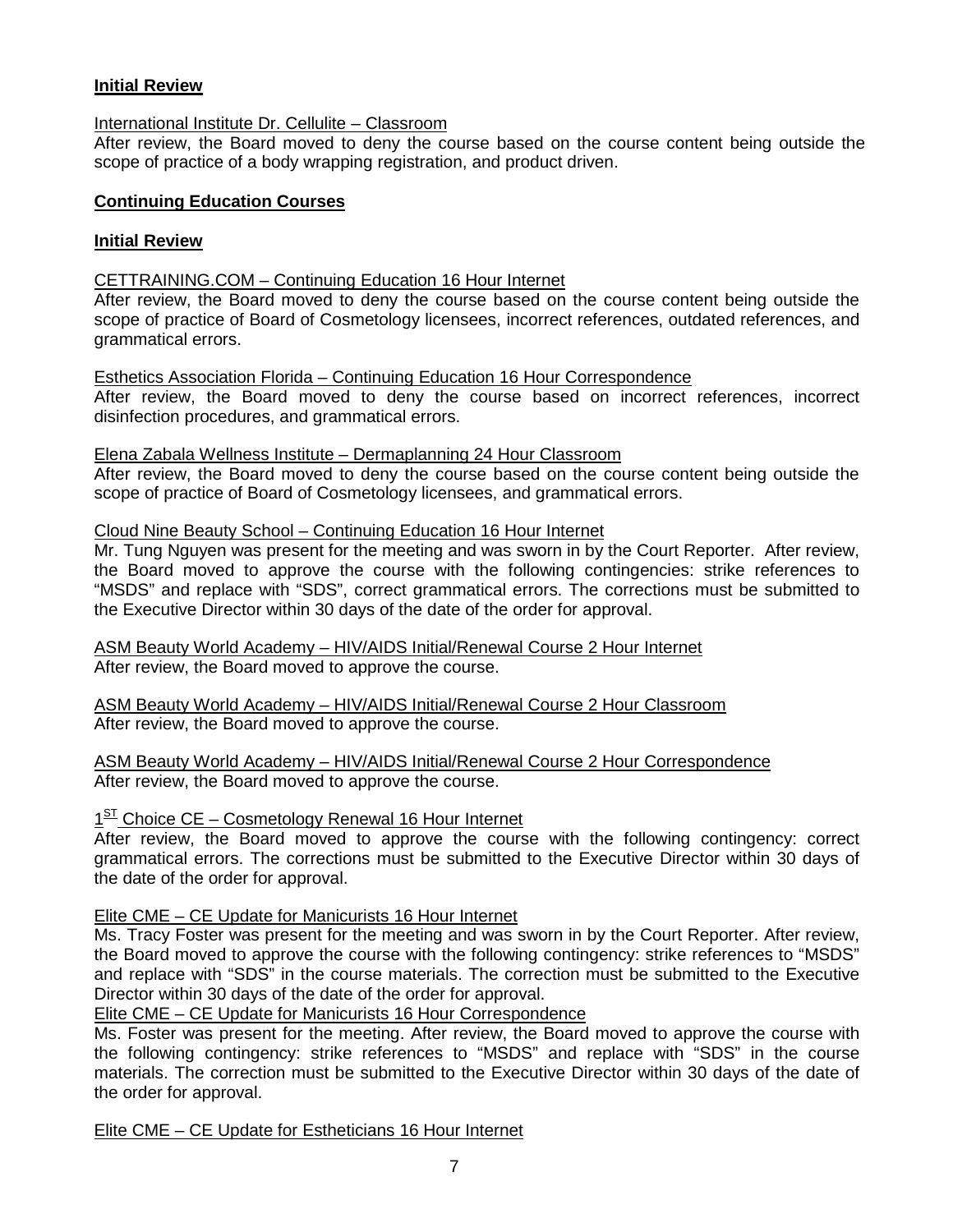**Initial Review**

International Institute Dr. Cellulite – Classroom
After review, the Board moved to deny the course based on the course content being outside the scope of practice of a body wrapping registration, and product driven.

**Continuing Education Courses**

**Initial Review**

CETTRAINING.COM – Continuing Education 16 Hour Internet
After review, the Board moved to deny the course based on the course content being outside the scope of practice of Board of Cosmetology licensees, incorrect references, outdated references, and grammatical errors.

Esthetics Association Florida – Continuing Education 16 Hour Correspondence
After review, the Board moved to deny the course based on incorrect references, incorrect disinfection procedures, and grammatical errors.

Elena Zabala Wellness Institute – Dermaplanning 24 Hour Classroom
After review, the Board moved to deny the course based on the course content being outside the scope of practice of Board of Cosmetology licensees, and grammatical errors.

Cloud Nine Beauty School – Continuing Education 16 Hour Internet
Mr. Tung Nguyen was present for the meeting and was sworn in by the Court Reporter. After review, the Board moved to approve the course with the following contingencies: strike references to "MSDS" and replace with "SDS", correct grammatical errors. The corrections must be submitted to the Executive Director within 30 days of the date of the order for approval.

ASM Beauty World Academy – HIV/AIDS Initial/Renewal Course 2 Hour Internet
After review, the Board moved to approve the course.

ASM Beauty World Academy – HIV/AIDS Initial/Renewal Course 2 Hour Classroom
After review, the Board moved to approve the course.

ASM Beauty World Academy – HIV/AIDS Initial/Renewal Course 2 Hour Correspondence
After review, the Board moved to approve the course.

1ST Choice CE – Cosmetology Renewal 16 Hour Internet
After review, the Board moved to approve the course with the following contingency: correct grammatical errors. The corrections must be submitted to the Executive Director within 30 days of the date of the order for approval.

Elite CME – CE Update for Manicurists 16 Hour Internet
Ms. Tracy Foster was present for the meeting and was sworn in by the Court Reporter. After review, the Board moved to approve the course with the following contingency: strike references to "MSDS" and replace with "SDS" in the course materials. The correction must be submitted to the Executive Director within 30 days of the date of the order for approval.

Elite CME – CE Update for Manicurists 16 Hour Correspondence
Ms. Foster was present for the meeting. After review, the Board moved to approve the course with the following contingency: strike references to "MSDS" and replace with "SDS" in the course materials. The correction must be submitted to the Executive Director within 30 days of the date of the order for approval.

Elite CME – CE Update for Estheticians 16 Hour Internet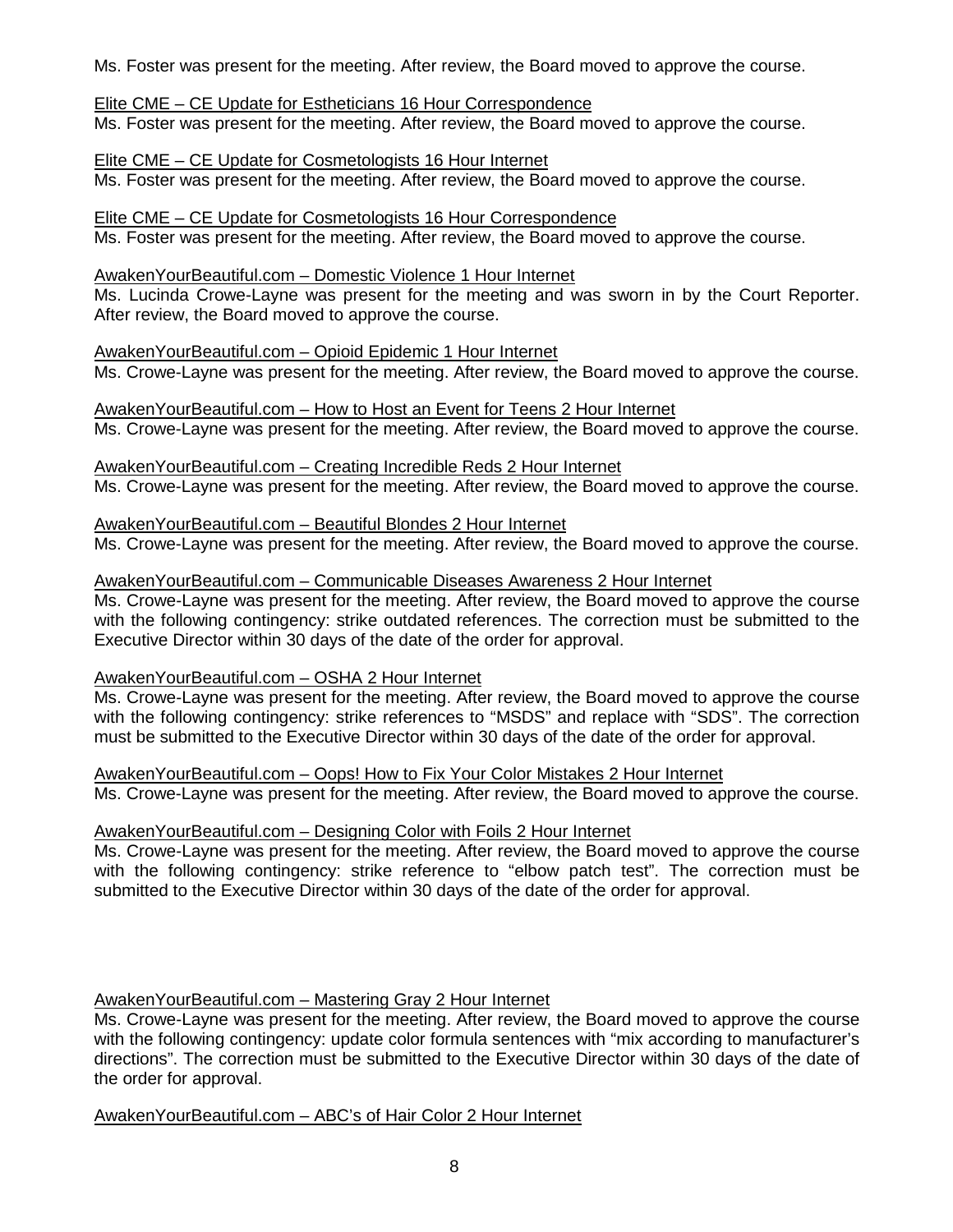Ms. Foster was present for the meeting. After review, the Board moved to approve the course.

<u>Elite CME – CE Update for Estheticians 16 Hour Correspondence</u>
Ms. Foster was present for the meeting. After review, the Board moved to approve the course.

<u>Elite CME – CE Update for Cosmetologists 16 Hour Internet</u>
Ms. Foster was present for the meeting. After review, the Board moved to approve the course.

<u>Elite CME – CE Update for Cosmetologists 16 Hour Correspondence</u>
Ms. Foster was present for the meeting. After review, the Board moved to approve the course.

<u>AwakenYourBeautiful.com – Domestic Violence 1 Hour Internet</u>
Ms. Lucinda Crowe-Layne was present for the meeting and was sworn in by the Court Reporter. After review, the Board moved to approve the course.

<u>AwakenYourBeautiful.com – Opioid Epidemic 1 Hour Internet</u>
Ms. Crowe-Layne was present for the meeting. After review, the Board moved to approve the course.

<u>AwakenYourBeautiful.com – How to Host an Event for Teens 2 Hour Internet</u>
Ms. Crowe-Layne was present for the meeting. After review, the Board moved to approve the course.

<u>AwakenYourBeautiful.com – Creating Incredible Reds 2 Hour Internet</u>
Ms. Crowe-Layne was present for the meeting. After review, the Board moved to approve the course.

<u>AwakenYourBeautiful.com – Beautiful Blondes 2 Hour Internet</u>
Ms. Crowe-Layne was present for the meeting. After review, the Board moved to approve the course.

<u>AwakenYourBeautiful.com – Communicable Diseases Awareness 2 Hour Internet</u>
Ms. Crowe-Layne was present for the meeting. After review, the Board moved to approve the course with the following contingency: strike outdated references. The correction must be submitted to the Executive Director within 30 days of the date of the order for approval.

<u>AwakenYourBeautiful.com – OSHA 2 Hour Internet</u>
Ms. Crowe-Layne was present for the meeting. After review, the Board moved to approve the course with the following contingency: strike references to "MSDS" and replace with "SDS". The correction must be submitted to the Executive Director within 30 days of the date of the order for approval.

<u>AwakenYourBeautiful.com – Oops! How to Fix Your Color Mistakes 2 Hour Internet</u>
Ms. Crowe-Layne was present for the meeting. After review, the Board moved to approve the course.

<u>AwakenYourBeautiful.com – Designing Color with Foils 2 Hour Internet</u>
Ms. Crowe-Layne was present for the meeting. After review, the Board moved to approve the course with the following contingency: strike reference to "elbow patch test". The correction must be submitted to the Executive Director within 30 days of the date of the order for approval.

<u>AwakenYourBeautiful.com – Mastering Gray 2 Hour Internet</u>
Ms. Crowe-Layne was present for the meeting. After review, the Board moved to approve the course with the following contingency: update color formula sentences with "mix according to manufacturer's directions". The correction must be submitted to the Executive Director within 30 days of the date of the order for approval.

<u>AwakenYourBeautiful.com – ABC's of Hair Color 2 Hour Internet</u>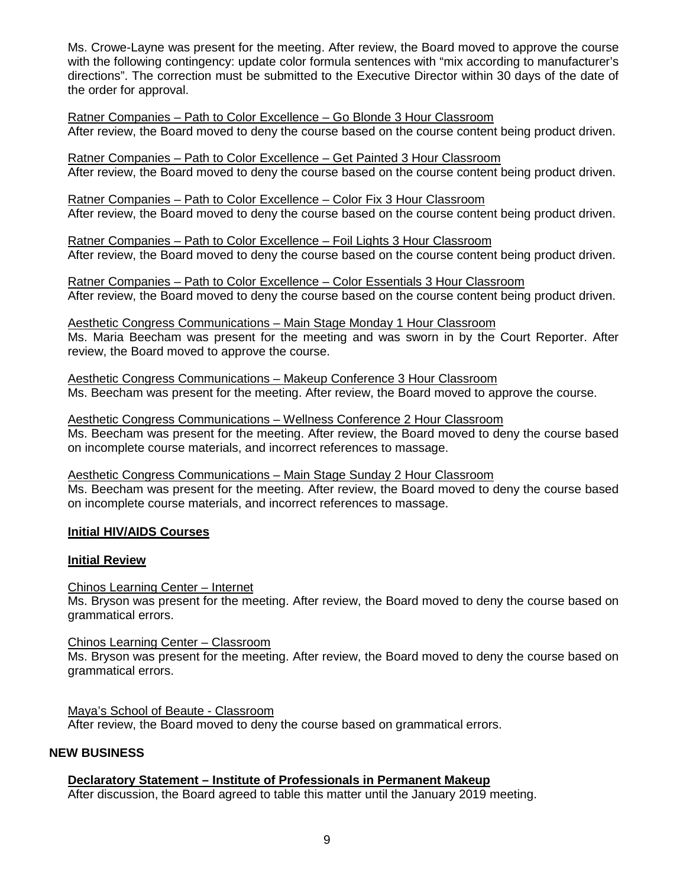Ms. Crowe-Layne was present for the meeting. After review, the Board moved to approve the course with the following contingency: update color formula sentences with "mix according to manufacturer's directions". The correction must be submitted to the Executive Director within 30 days of the date of the order for approval.

Ratner Companies – Path to Color Excellence – Go Blonde 3 Hour Classroom
After review, the Board moved to deny the course based on the course content being product driven.

Ratner Companies – Path to Color Excellence – Get Painted 3 Hour Classroom
After review, the Board moved to deny the course based on the course content being product driven.

Ratner Companies – Path to Color Excellence – Color Fix 3 Hour Classroom
After review, the Board moved to deny the course based on the course content being product driven.

Ratner Companies – Path to Color Excellence – Foil Lights 3 Hour Classroom
After review, the Board moved to deny the course based on the course content being product driven.

Ratner Companies – Path to Color Excellence – Color Essentials 3 Hour Classroom
After review, the Board moved to deny the course based on the course content being product driven.

Aesthetic Congress Communications – Main Stage Monday 1 Hour Classroom
Ms. Maria Beecham was present for the meeting and was sworn in by the Court Reporter. After review, the Board moved to approve the course.

Aesthetic Congress Communications – Makeup Conference 3 Hour Classroom
Ms. Beecham was present for the meeting. After review, the Board moved to approve the course.

Aesthetic Congress Communications – Wellness Conference 2 Hour Classroom
Ms. Beecham was present for the meeting. After review, the Board moved to deny the course based on incomplete course materials, and incorrect references to massage.

Aesthetic Congress Communications – Main Stage Sunday 2 Hour Classroom
Ms. Beecham was present for the meeting. After review, the Board moved to deny the course based on incomplete course materials, and incorrect references to massage.

**Initial HIV/AIDS Courses**

**Initial Review**

Chinos Learning Center – Internet
Ms. Bryson was present for the meeting. After review, the Board moved to deny the course based on grammatical errors.

Chinos Learning Center – Classroom
Ms. Bryson was present for the meeting. After review, the Board moved to deny the course based on grammatical errors.

Maya's School of Beaute - Classroom
After review, the Board moved to deny the course based on grammatical errors.

## NEW BUSINESS

**Declaratory Statement – Institute of Professionals in Permanent Makeup**
After discussion, the Board agreed to table this matter until the January 2019 meeting.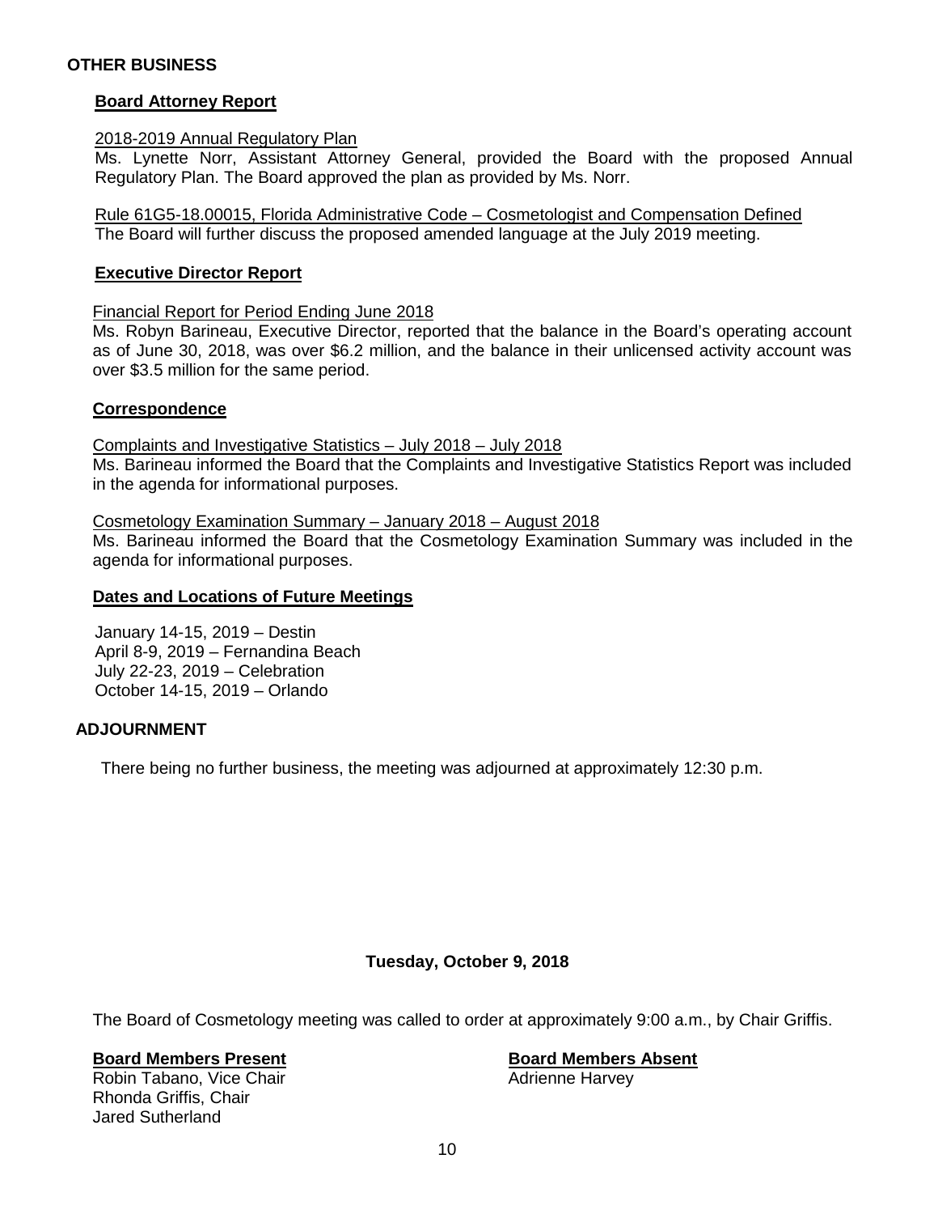## OTHER BUSINESS

### Board Attorney Report

2018-2019 Annual Regulatory Plan

Ms. Lynette Norr, Assistant Attorney General, provided the Board with the proposed Annual Regulatory Plan. The Board approved the plan as provided by Ms. Norr.

Rule 61G5-18.00015, Florida Administrative Code – Cosmetologist and Compensation Defined

The Board will further discuss the proposed amended language at the July 2019 meeting.

### Executive Director Report

Financial Report for Period Ending June 2018

Ms. Robyn Barineau, Executive Director, reported that the balance in the Board's operating account as of June 30, 2018, was over $6.2 million, and the balance in their unlicensed activity account was over $3.5 million for the same period.

### Correspondence

Complaints and Investigative Statistics – July 2018 – July 2018

Ms. Barineau informed the Board that the Complaints and Investigative Statistics Report was included in the agenda for informational purposes.

Cosmetology Examination Summary – January 2018 – August 2018

Ms. Barineau informed the Board that the Cosmetology Examination Summary was included in the agenda for informational purposes.

### Dates and Locations of Future Meetings

January 14-15, 2019 – Destin
April 8-9, 2019 – Fernandina Beach
July 22-23, 2019 – Celebration
October 14-15, 2019 – Orlando

## ADJOURNMENT

There being no further business, the meeting was adjourned at approximately 12:30 p.m.

**Tuesday, October 9, 2018**

The Board of Cosmetology meeting was called to order at approximately 9:00 a.m., by Chair Griffis.

**Board Members Present**

Robin Tabano, Vice Chair
Rhonda Griffis, Chair
Jared Sutherland

**Board Members Absent**

Adrienne Harvey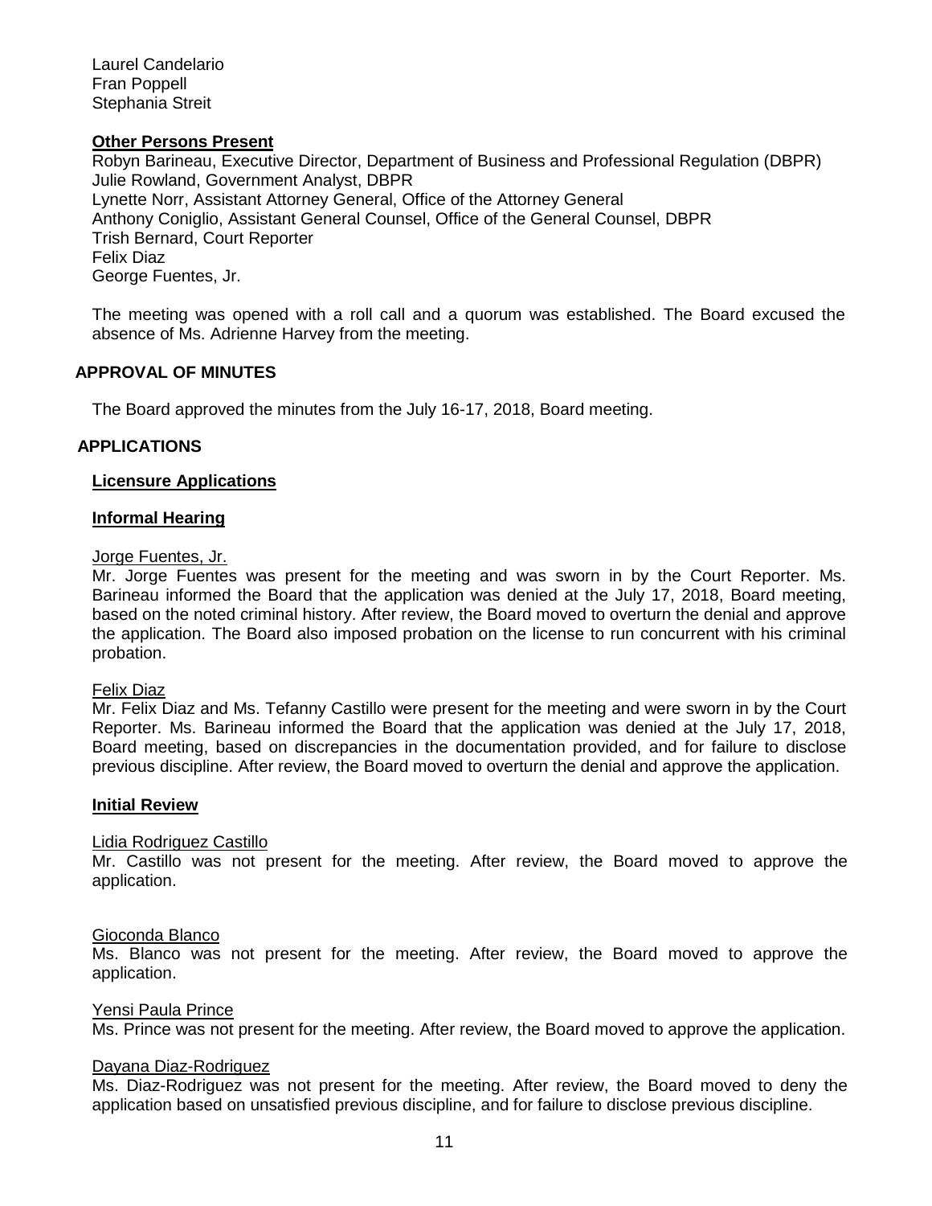Laurel Candelario
Fran Poppell
Stephania Streit

**Other Persons Present**

Robyn Barineau, Executive Director, Department of Business and Professional Regulation (DBPR)
Julie Rowland, Government Analyst, DBPR
Lynette Norr, Assistant Attorney General, Office of the Attorney General
Anthony Coniglio, Assistant General Counsel, Office of the General Counsel, DBPR
Trish Bernard, Court Reporter
Felix Diaz
George Fuentes, Jr.

The meeting was opened with a roll call and a quorum was established. The Board excused the absence of Ms. Adrienne Harvey from the meeting.

## APPROVAL OF MINUTES

The Board approved the minutes from the July 16-17, 2018, Board meeting.

## APPLICATIONS

### Licensure Applications

### Informal Hearing

Jorge Fuentes, Jr.

Mr. Jorge Fuentes was present for the meeting and was sworn in by the Court Reporter. Ms. Barineau informed the Board that the application was denied at the July 17, 2018, Board meeting, based on the noted criminal history. After review, the Board moved to overturn the denial and approve the application. The Board also imposed probation on the license to run concurrent with his criminal probation.

Felix Diaz

Mr. Felix Diaz and Ms. Tefanny Castillo were present for the meeting and were sworn in by the Court Reporter. Ms. Barineau informed the Board that the application was denied at the July 17, 2018, Board meeting, based on discrepancies in the documentation provided, and for failure to disclose previous discipline. After review, the Board moved to overturn the denial and approve the application.

### Initial Review

Lidia Rodriguez Castillo

Mr. Castillo was not present for the meeting. After review, the Board moved to approve the application.

Gioconda Blanco

Ms. Blanco was not present for the meeting. After review, the Board moved to approve the application.

Yensi Paula Prince

Ms. Prince was not present for the meeting. After review, the Board moved to approve the application.

Dayana Diaz-Rodriguez

Ms. Diaz-Rodriguez was not present for the meeting. After review, the Board moved to deny the application based on unsatisfied previous discipline, and for failure to disclose previous discipline.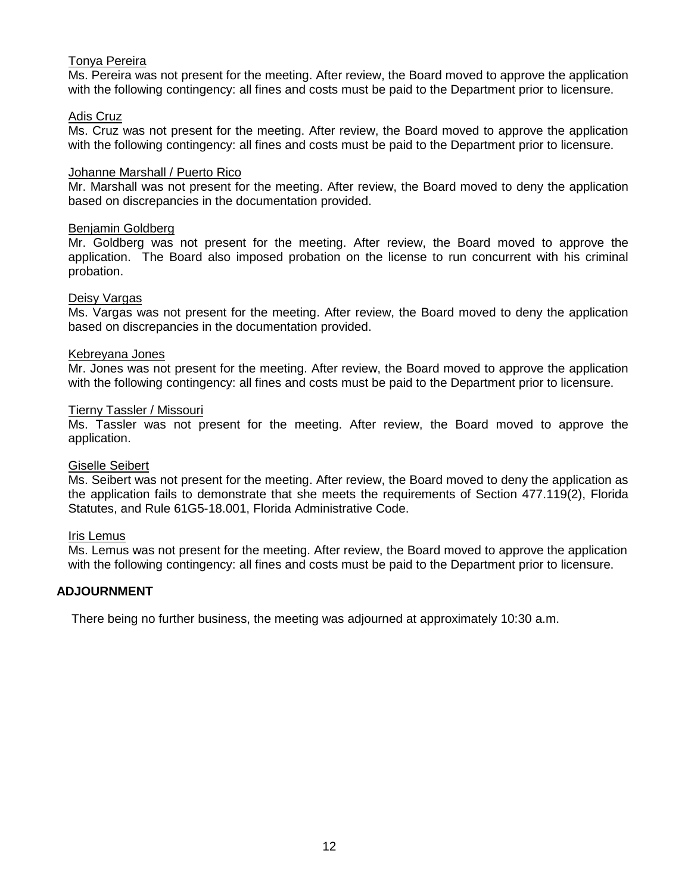Tonya Pereira

Ms. Pereira was not present for the meeting. After review, the Board moved to approve the application with the following contingency: all fines and costs must be paid to the Department prior to licensure.

Adis Cruz

Ms. Cruz was not present for the meeting. After review, the Board moved to approve the application with the following contingency: all fines and costs must be paid to the Department prior to licensure.

Johanne Marshall / Puerto Rico

Mr. Marshall was not present for the meeting. After review, the Board moved to deny the application based on discrepancies in the documentation provided.

Benjamin Goldberg

Mr. Goldberg was not present for the meeting. After review, the Board moved to approve the application. The Board also imposed probation on the license to run concurrent with his criminal probation.

Deisy Vargas

Ms. Vargas was not present for the meeting. After review, the Board moved to deny the application based on discrepancies in the documentation provided.

Kebreyana Jones

Mr. Jones was not present for the meeting. After review, the Board moved to approve the application with the following contingency: all fines and costs must be paid to the Department prior to licensure.

Tierny Tassler / Missouri

Ms. Tassler was not present for the meeting. After review, the Board moved to approve the application.

Giselle Seibert

Ms. Seibert was not present for the meeting. After review, the Board moved to deny the application as the application fails to demonstrate that she meets the requirements of Section 477.119(2), Florida Statutes, and Rule 61G5-18.001, Florida Administrative Code.

Iris Lemus

Ms. Lemus was not present for the meeting. After review, the Board moved to approve the application with the following contingency: all fines and costs must be paid to the Department prior to licensure.

**ADJOURNMENT**

There being no further business, the meeting was adjourned at approximately 10:30 a.m.